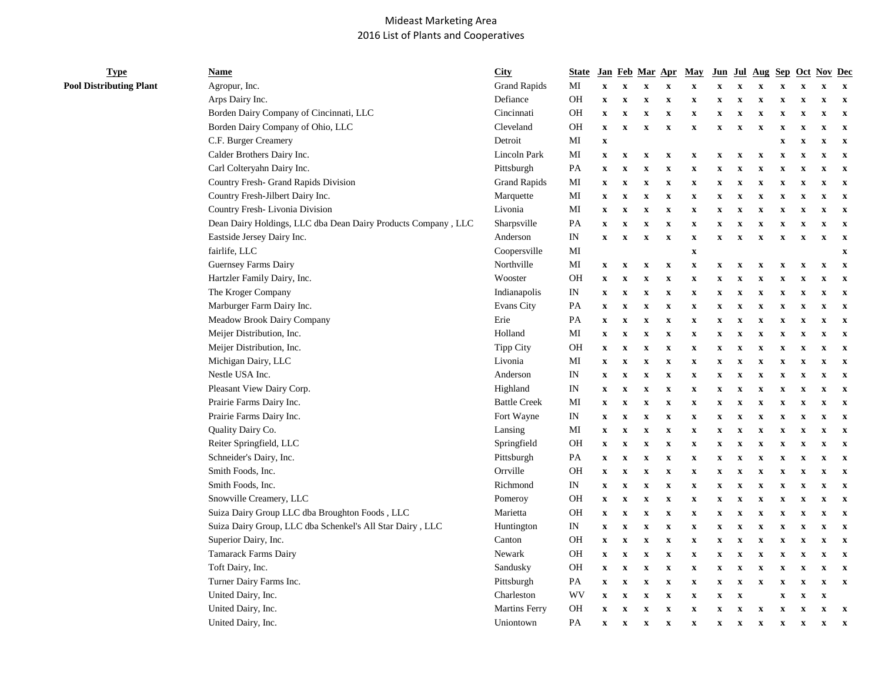# Mideast Marketing Area
## 2016 List of Plants and Cooperatives

| Type | Name | City | State | Jan | Feb | Mar | Apr | May | Jun | Jul | Aug | Sep | Oct | Nov | Dec |
|---|---|---|---|---|---|---|---|---|---|---|---|---|---|---|---|
| **Pool Distributing Plant** | Agropur, Inc. | Grand Rapids | MI | x | x | x | x | x | x | x | x | x | x | x | x |
| | Arps Dairy Inc. | Defiance | OH | x | x | x | x | x | x | x | x | x | x | x | x |
| | Borden Dairy Company of Cincinnati, LLC | Cincinnati | OH | x | x | x | x | x | x | x | x | x | x | x | x |
| | Borden Dairy Company of Ohio, LLC | Cleveland | OH | x | x | x | x | x | x | x | x | x | x | x | x |
| | C.F. Burger Creamery | Detroit | MI | x | | | | | | | | x | x | x | x |
| | Calder Brothers Dairy Inc. | Lincoln Park | MI | x | x | x | x | x | x | x | x | x | x | x | x |
| | Carl Colteryahn Dairy Inc. | Pittsburgh | PA | x | x | x | x | x | x | x | x | x | x | x | x |
| | Country Fresh- Grand Rapids Division | Grand Rapids | MI | x | x | x | x | x | x | x | x | x | x | x | x |
| | Country Fresh-Jilbert Dairy Inc. | Marquette | MI | x | x | x | x | x | x | x | x | x | x | x | x |
| | Country Fresh- Livonia Division | Livonia | MI | x | x | x | x | x | x | x | x | x | x | x | x |
| | Dean Dairy Holdings, LLC dba Dean Dairy Products Company , LLC | Sharpsville | PA | x | x | x | x | x | x | x | x | x | x | x | x |
| | Eastside Jersey Dairy Inc. | Anderson | IN | x | x | x | x | x | x | x | x | x | x | x | x |
| | fairlife, LLC | Coopersville | MI | | | | | x | | | | | | | x |
| | Guernsey Farms Dairy | Northville | MI | x | x | x | x | x | x | x | x | x | x | x | x |
| | Hartzler Family Dairy, Inc. | Wooster | OH | x | x | x | x | x | x | x | x | x | x | x | x |
| | The Kroger Company | Indianapolis | IN | x | x | x | x | x | x | x | x | x | x | x | x |
| | Marburger Farm Dairy Inc. | Evans City | PA | x | x | x | x | x | x | x | x | x | x | x | x |
| | Meadow Brook Dairy Company | Erie | PA | x | x | x | x | x | x | x | x | x | x | x | x |
| | Meijer Distribution, Inc. | Holland | MI | x | x | x | x | x | x | x | x | x | x | x | x |
| | Meijer Distribution, Inc. | Tipp City | OH | x | x | x | x | x | x | x | x | x | x | x | x |
| | Michigan Dairy, LLC | Livonia | MI | x | x | x | x | x | x | x | x | x | x | x | x |
| | Nestle USA Inc. | Anderson | IN | x | x | x | x | x | x | x | x | x | x | x | x |
| | Pleasant View Dairy Corp. | Highland | IN | x | x | x | x | x | x | x | x | x | x | x | x |
| | Prairie Farms Dairy Inc. | Battle Creek | MI | x | x | x | x | x | x | x | x | x | x | x | x |
| | Prairie Farms Dairy Inc. | Fort Wayne | IN | x | x | x | x | x | x | x | x | x | x | x | x |
| | Quality Dairy Co. | Lansing | MI | x | x | x | x | x | x | x | x | x | x | x | x |
| | Reiter Springfield, LLC | Springfield | OH | x | x | x | x | x | x | x | x | x | x | x | x |
| | Schneider's Dairy, Inc. | Pittsburgh | PA | x | x | x | x | x | x | x | x | x | x | x | x |
| | Smith Foods, Inc. | Orrville | OH | x | x | x | x | x | x | x | x | x | x | x | x |
| | Smith Foods, Inc. | Richmond | IN | x | x | x | x | x | x | x | x | x | x | x | x |
| | Snowville Creamery, LLC | Pomeroy | OH | x | x | x | x | x | x | x | x | x | x | x | x |
| | Suiza Dairy Group LLC dba Broughton Foods , LLC | Marietta | OH | x | x | x | x | x | x | x | x | x | x | x | x |
| | Suiza Dairy Group, LLC dba Schenkel's All Star Dairy , LLC | Huntington | IN | x | x | x | x | x | x | x | x | x | x | x | x |
| | Superior Dairy, Inc. | Canton | OH | x | x | x | x | x | x | x | x | x | x | x | x |
| | Tamarack Farms Dairy | Newark | OH | x | x | x | x | x | x | x | x | x | x | x | x |
| | Toft Dairy, Inc. | Sandusky | OH | x | x | x | x | x | x | x | x | x | x | x | x |
| | Turner Dairy Farms Inc. | Pittsburgh | PA | x | x | x | x | x | x | x | x | x | x | x | x |
| | United Dairy, Inc. | Charleston | WV | x | x | x | x | x | x | x | | x | x | x | |
| | United Dairy, Inc. | Martins Ferry | OH | x | x | x | x | x | x | x | x | x | x | x | x |
| | United Dairy, Inc. | Uniontown | PA | x | x | x | x | x | x | x | x | x | x | x | x |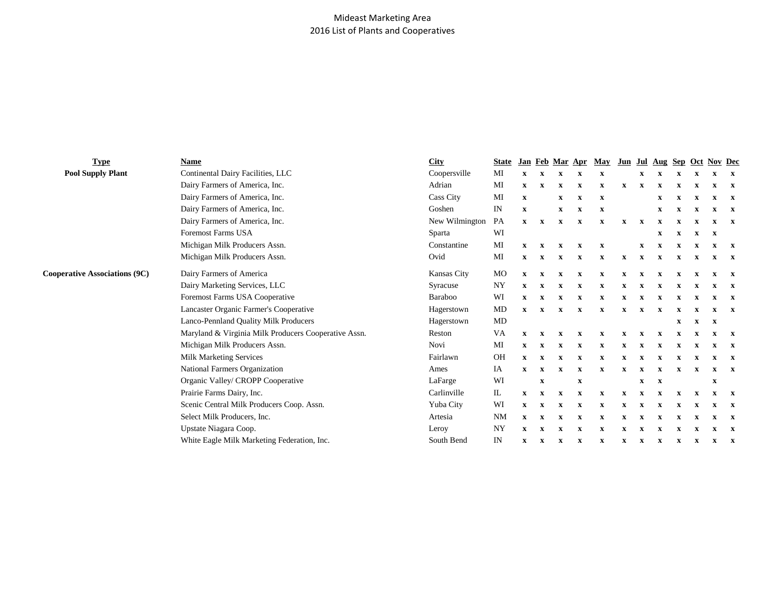# Mideast Marketing Area
## 2016 List of Plants and Cooperatives

| Type | Name | City | State | Jan | Feb | Mar | Apr | May | Jun | Jul | Aug | Sep | Oct | Nov | Dec |
|---|---|---|---|---|---|---|---|---|---|---|---|---|---|---|---|
| **Pool Supply Plant** | Continental Dairy Facilities, LLC | Coopersville | MI | x | x | x | x | x | | x | x | x | x | x | x |
| | Dairy Farmers of America, Inc. | Adrian | MI | x | x | x | x | x | x | x | x | x | x | x | x |
| | Dairy Farmers of America, Inc. | Cass City | MI | x | | x | x | x | | | x | x | x | x | x |
| | Dairy Farmers of America, Inc. | Goshen | IN | x | | x | x | x | | | x | x | x | x | x |
| | Dairy Farmers of America, Inc. | New Wilmington | PA | x | x | x | x | x | x | x | x | x | x | x | x |
| | Foremost Farms USA | Sparta | WI | | | | | | | | x | x | x | x | |
| | Michigan Milk Producers Assn. | Constantine | MI | x | x | x | x | x | | x | x | x | x | x | x |
| | Michigan Milk Producers Assn. | Ovid | MI | x | x | x | x | x | x | x | x | x | x | x | x |
| **Cooperative Associations (9C)** | Dairy Farmers of America | Kansas City | MO | x | x | x | x | x | x | x | x | x | x | x | x |
| | Dairy Marketing Services, LLC | Syracuse | NY | x | x | x | x | x | x | x | x | x | x | x | x |
| | Foremost Farms USA Cooperative | Baraboo | WI | x | x | x | x | x | x | x | x | x | x | x | x |
| | Lancaster Organic Farmer's Cooperative | Hagerstown | MD | x | x | x | x | x | x | x | x | x | x | x | x |
| | Lanco-Pennland Quality Milk Producers | Hagerstown | MD | | | | | | | | | x | x | x | |
| | Maryland & Virginia Milk Producers Cooperative Assn. | Reston | VA | x | x | x | x | x | x | x | x | x | x | x | x |
| | Michigan Milk Producers Assn. | Novi | MI | x | x | x | x | x | x | x | x | x | x | x | x |
| | Milk Marketing Services | Fairlawn | OH | x | x | x | x | x | x | x | x | x | x | x | x |
| | National Farmers Organization | Ames | IA | x | x | x | x | x | x | x | x | x | x | x | x |
| | Organic Valley/ CROPP Cooperative | LaFarge | WI | | x | | x | | | x | x | | | x | |
| | Prairie Farms Dairy, Inc. | Carlinville | IL | x | x | x | x | x | x | x | x | x | x | x | x |
| | Scenic Central Milk Producers Coop. Assn. | Yuba City | WI | x | x | x | x | x | x | x | x | x | x | x | x |
| | Select Milk Producers, Inc. | Artesia | NM | x | x | x | x | x | x | x | x | x | x | x | x |
| | Upstate Niagara Coop. | Leroy | NY | x | x | x | x | x | x | x | x | x | x | x | x |
| | White Eagle Milk Marketing Federation, Inc. | South Bend | IN | x | x | x | x | x | x | x | x | x | x | x | x |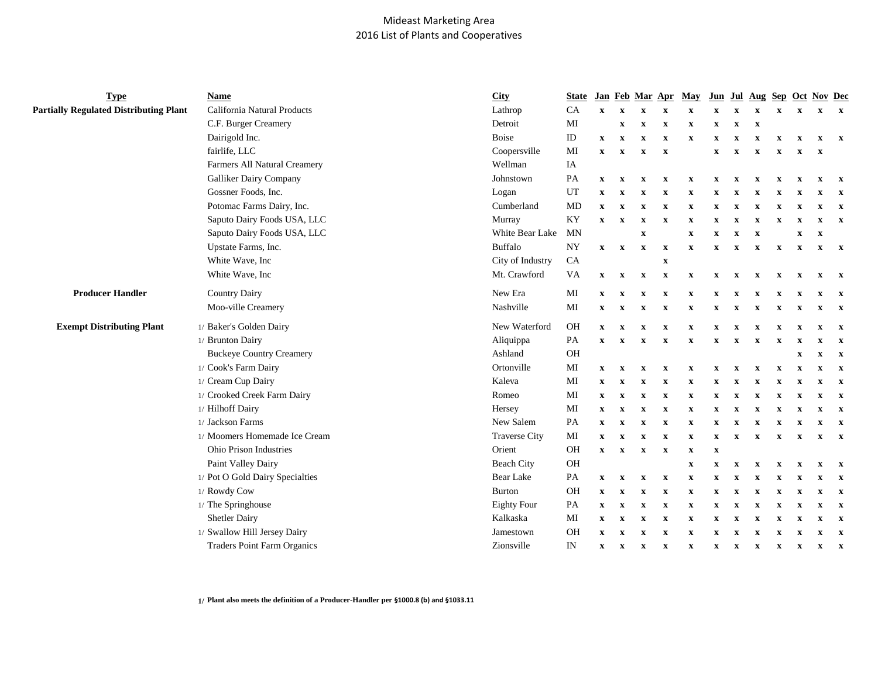# Mideast Marketing Area
## 2016 List of Plants and Cooperatives

| Type | Name | City | State | Jan | Feb | Mar | Apr | May | Jun | Jul | Aug | Sep | Oct | Nov | Dec |
|---|---|---|---|---|---|---|---|---|---|---|---|---|---|---|---|
| **Partially Regulated Distributing Plant** | California Natural Products | Lathrop | CA | x | x | x | x | x | x | x | x | x | x | x | x |
| | C.F. Burger Creamery | Detroit | MI | | x | x | x | x | x | x | x | | | | |
| | Dairigold Inc. | Boise | ID | x | x | x | x | x | x | x | x | x | x | x | x |
| | fairlife, LLC | Coopersville | MI | x | x | x | x | | x | x | x | x | x | x | |
| | Farmers All Natural Creamery | Wellman | IA | | | | | | | | | | | | |
| | Galliker Dairy Company | Johnstown | PA | x | x | x | x | x | x | x | x | x | x | x | x |
| | Gossner Foods, Inc. | Logan | UT | x | x | x | x | x | x | x | x | x | x | x | x |
| | Potomac Farms Dairy, Inc. | Cumberland | MD | x | x | x | x | x | x | x | x | x | x | x | x |
| | Saputo Dairy Foods USA, LLC | Murray | KY | x | x | x | x | x | x | x | x | x | x | x | x |
| | Saputo Dairy Foods USA, LLC | White Bear Lake | MN | | | x | | x | x | x | x | | x | x | |
| | Upstate Farms, Inc. | Buffalo | NY | x | x | x | x | x | x | x | x | x | x | x | x |
| | White Wave, Inc | City of Industry | CA | | | | x | | | | | | | | |
| | White Wave, Inc | Mt. Crawford | VA | x | x | x | x | x | x | x | x | x | x | x | x |
| **Producer Handler** | Country Dairy | New Era | MI | x | x | x | x | x | x | x | x | x | x | x | x |
| | Moo-ville Creamery | Nashville | MI | x | x | x | x | x | x | x | x | x | x | x | x |
| **Exempt Distributing Plant** | 1/ Baker's Golden Dairy | New Waterford | OH | x | x | x | x | x | x | x | x | x | x | x | x |
| | 1/ Brunton Dairy | Aliquippa | PA | x | x | x | x | x | x | x | x | x | x | x | x |
| | Buckeye Country Creamery | Ashland | OH | | | | | | | | | | x | x | x |
| | 1/ Cook's Farm Dairy | Ortonville | MI | x | x | x | x | x | x | x | x | x | x | x | x |
| | 1/ Cream Cup Dairy | Kaleva | MI | x | x | x | x | x | x | x | x | x | x | x | x |
| | 1/ Crooked Creek Farm Dairy | Romeo | MI | x | x | x | x | x | x | x | x | x | x | x | x |
| | 1/ Hilhoff Dairy | Hersey | MI | x | x | x | x | x | x | x | x | x | x | x | x |
| | 1/ Jackson Farms | New Salem | PA | x | x | x | x | x | x | x | x | x | x | x | x |
| | 1/ Moomers Homemade Ice Cream | Traverse City | MI | x | x | x | x | x | x | x | x | x | x | x | x |
| | Ohio Prison Industries | Orient | OH | x | x | x | x | x | x | | | | | | |
| | Paint Valley Dairy | Beach City | OH | | | | | x | x | x | x | x | x | x | x |
| | 1/ Pot O Gold Dairy Specialties | Bear Lake | PA | x | x | x | x | x | x | x | x | x | x | x | x |
| | 1/ Rowdy Cow | Burton | OH | x | x | x | x | x | x | x | x | x | x | x | x |
| | 1/ The Springhouse | Eighty Four | PA | x | x | x | x | x | x | x | x | x | x | x | x |
| | Shetler Dairy | Kalkaska | MI | x | x | x | x | x | x | x | x | x | x | x | x |
| | 1/ Swallow Hill Jersey Dairy | Jamestown | OH | x | x | x | x | x | x | x | x | x | x | x | x |
| | Traders Point Farm Organics | Zionsville | IN | x | x | x | x | x | x | x | x | x | x | x | x |

1/ **Plant also meets the definition of a Producer-Handler per §1000.8 (b) and §1033.11**